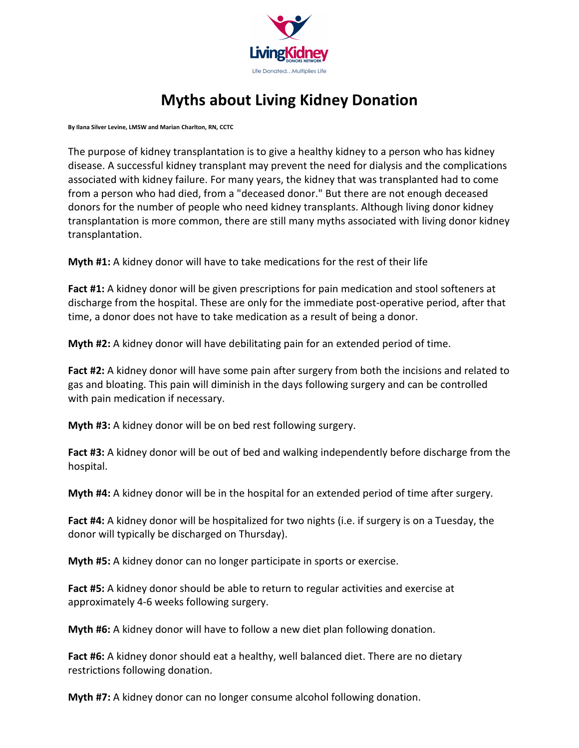Living Kidney DONORS NETWORK

Life Donated...Multiplies Life

# Myths about Living Kidney Donation

**By Ilana Silver Levine, LMSW and Marian Charlton, RN, CCTC**

The purpose of kidney transplantation is to give a healthy kidney to a person who has kidney disease. A successful kidney transplant may prevent the need for dialysis and the complications associated with kidney failure. For many years, the kidney that was transplanted had to come from a person who had died, from a "deceased donor." But there are not enough deceased donors for the number of people who need kidney transplants. Although living donor kidney transplantation is more common, there are still many myths associated with living donor kidney transplantation.

**Myth #1:** A kidney donor will have to take medications for the rest of their life

**Fact #1:** A kidney donor will be given prescriptions for pain medication and stool softeners at discharge from the hospital. These are only for the immediate post-operative period, after that time, a donor does not have to take medication as a result of being a donor.

**Myth #2:** A kidney donor will have debilitating pain for an extended period of time.

**Fact #2:** A kidney donor will have some pain after surgery from both the incisions and related to gas and bloating. This pain will diminish in the days following surgery and can be controlled with pain medication if necessary.

**Myth #3:** A kidney donor will be on bed rest following surgery.

**Fact #3:** A kidney donor will be out of bed and walking independently before discharge from the hospital.

**Myth #4:** A kidney donor will be in the hospital for an extended period of time after surgery.

**Fact #4:** A kidney donor will be hospitalized for two nights (i.e. if surgery is on a Tuesday, the donor will typically be discharged on Thursday).

**Myth #5:** A kidney donor can no longer participate in sports or exercise.

**Fact #5:** A kidney donor should be able to return to regular activities and exercise at approximately 4-6 weeks following surgery.

**Myth #6:** A kidney donor will have to follow a new diet plan following donation.

**Fact #6:** A kidney donor should eat a healthy, well balanced diet. There are no dietary restrictions following donation.

**Myth #7:** A kidney donor can no longer consume alcohol following donation.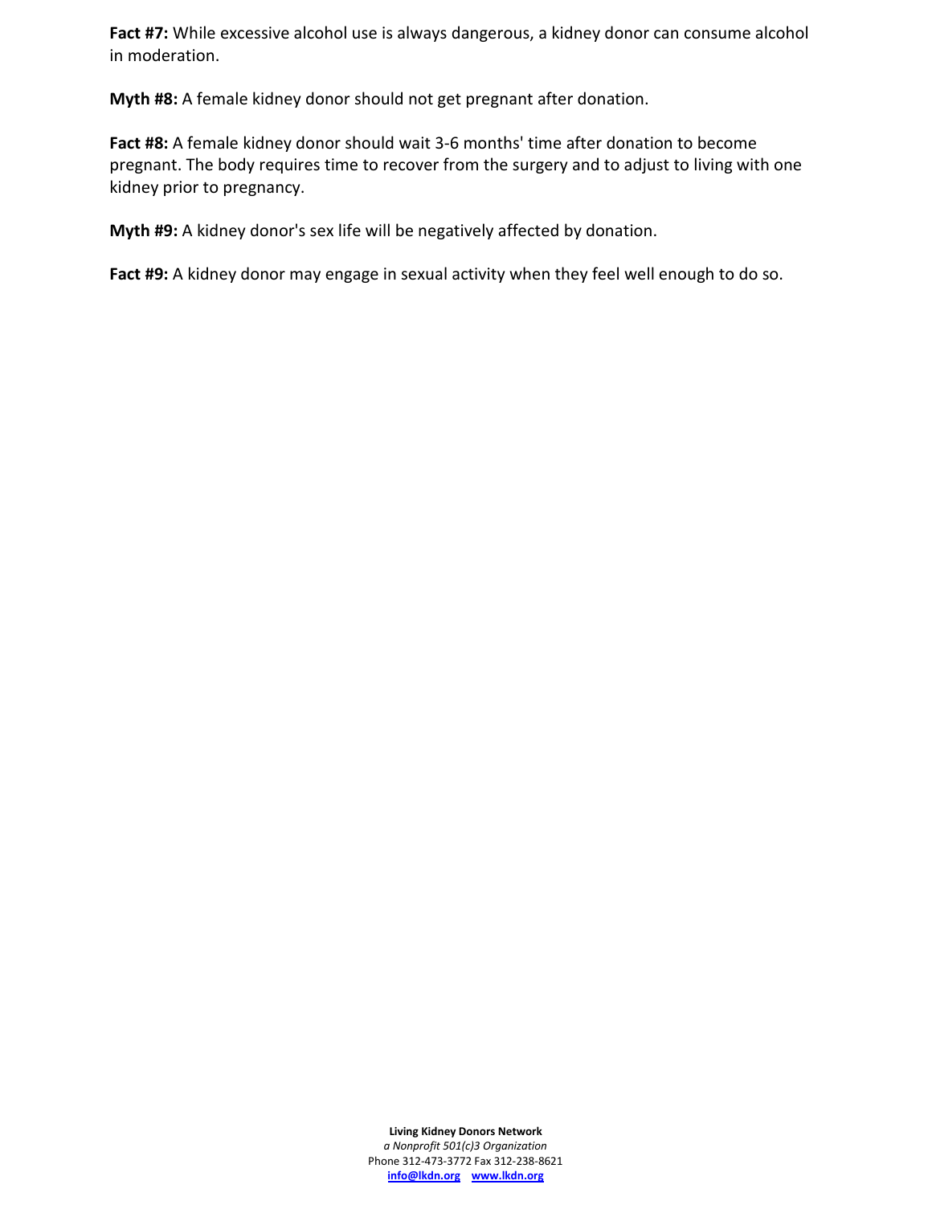**Fact #7:** While excessive alcohol use is always dangerous, a kidney donor can consume alcohol in moderation.

**Myth #8:** A female kidney donor should not get pregnant after donation.

**Fact #8:** A female kidney donor should wait 3-6 months' time after donation to become pregnant. The body requires time to recover from the surgery and to adjust to living with one kidney prior to pregnancy.

**Myth #9:** A kidney donor's sex life will be negatively affected by donation.

**Fact #9:** A kidney donor may engage in sexual activity when they feel well enough to do so.

**Living Kidney Donors Network**
*a Nonprofit 501(c)3 Organization*
Phone 312-473-3772 Fax 312-238-8621
info@lkdn.org www.lkdn.org